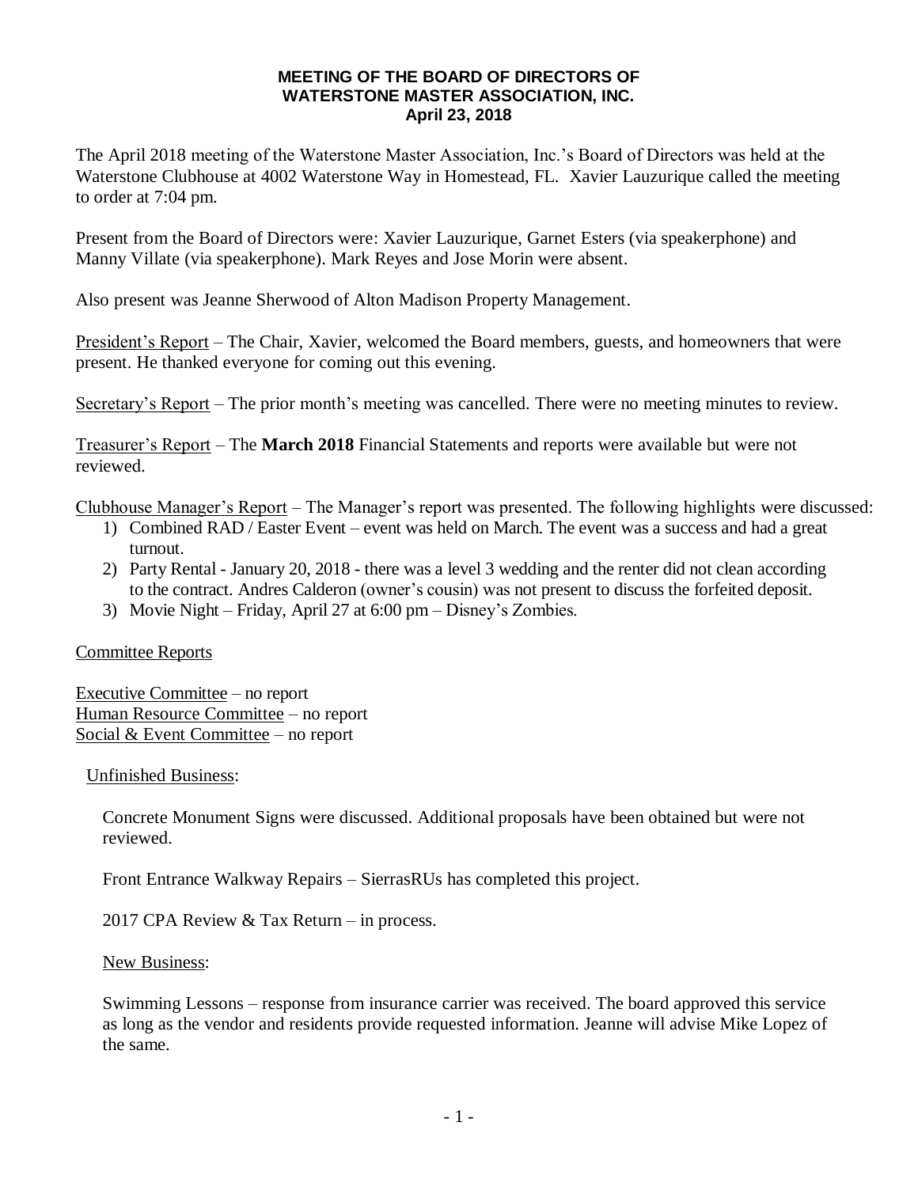**MEETING OF THE BOARD OF DIRECTORS OF**
**WATERSTONE MASTER ASSOCIATION, INC.**
**April 23, 2018**

The April 2018 meeting of the Waterstone Master Association, Inc.'s Board of Directors was held at the Waterstone Clubhouse at 4002 Waterstone Way in Homestead, FL. Xavier Lauzurique called the meeting to order at 7:04 pm.

Present from the Board of Directors were: Xavier Lauzurique, Garnet Esters (via speakerphone) and Manny Villate (via speakerphone). Mark Reyes and Jose Morin were absent.

Also present was Jeanne Sherwood of Alton Madison Property Management.

President's Report – The Chair, Xavier, welcomed the Board members, guests, and homeowners that were present. He thanked everyone for coming out this evening.

Secretary's Report – The prior month's meeting was cancelled. There were no meeting minutes to review.

Treasurer's Report – The **March 2018** Financial Statements and reports were available but were not reviewed.

Clubhouse Manager's Report – The Manager's report was presented. The following highlights were discussed:

1) Combined RAD / Easter Event – event was held on March. The event was a success and had a great turnout.
2) Party Rental - January 20, 2018 - there was a level 3 wedding and the renter did not clean according to the contract. Andres Calderon (owner's cousin) was not present to discuss the forfeited deposit.
3) Movie Night – Friday, April 27 at 6:00 pm – Disney's Zombies.

Committee Reports

Executive Committee – no report
Human Resource Committee – no report
Social & Event Committee – no report

Unfinished Business:

Concrete Monument Signs were discussed. Additional proposals have been obtained but were not reviewed.

Front Entrance Walkway Repairs – SierrasRUs has completed this project.

2017 CPA Review & Tax Return – in process.

New Business:

Swimming Lessons – response from insurance carrier was received. The board approved this service as long as the vendor and residents provide requested information. Jeanne will advise Mike Lopez of the same.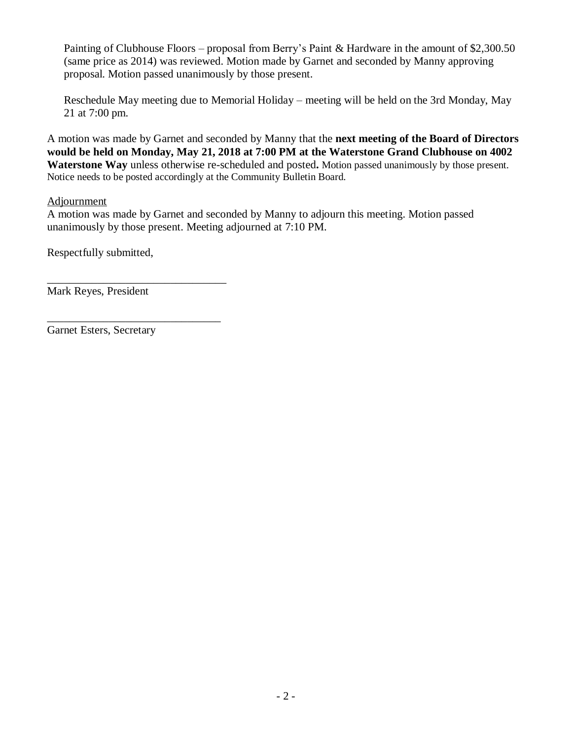Painting of Clubhouse Floors – proposal from Berry's Paint & Hardware in the amount of $2,300.50 (same price as 2014) was reviewed. Motion made by Garnet and seconded by Manny approving proposal. Motion passed unanimously by those present.

Reschedule May meeting due to Memorial Holiday – meeting will be held on the 3rd Monday, May 21 at 7:00 pm.

A motion was made by Garnet and seconded by Manny that the **next meeting of the Board of Directors would be held on Monday, May 21, 2018 at 7:00 PM at the Waterstone Grand Clubhouse on 4002 Waterstone Way** unless otherwise re-scheduled and posted**.** Motion passed unanimously by those present. Notice needs to be posted accordingly at the Community Bulletin Board.

Adjournment

A motion was made by Garnet and seconded by Manny to adjourn this meeting. Motion passed unanimously by those present. Meeting adjourned at 7:10 PM.

Respectfully submitted,

_________________________________
Mark Reyes, President

________________________________
Garnet Esters, Secretary